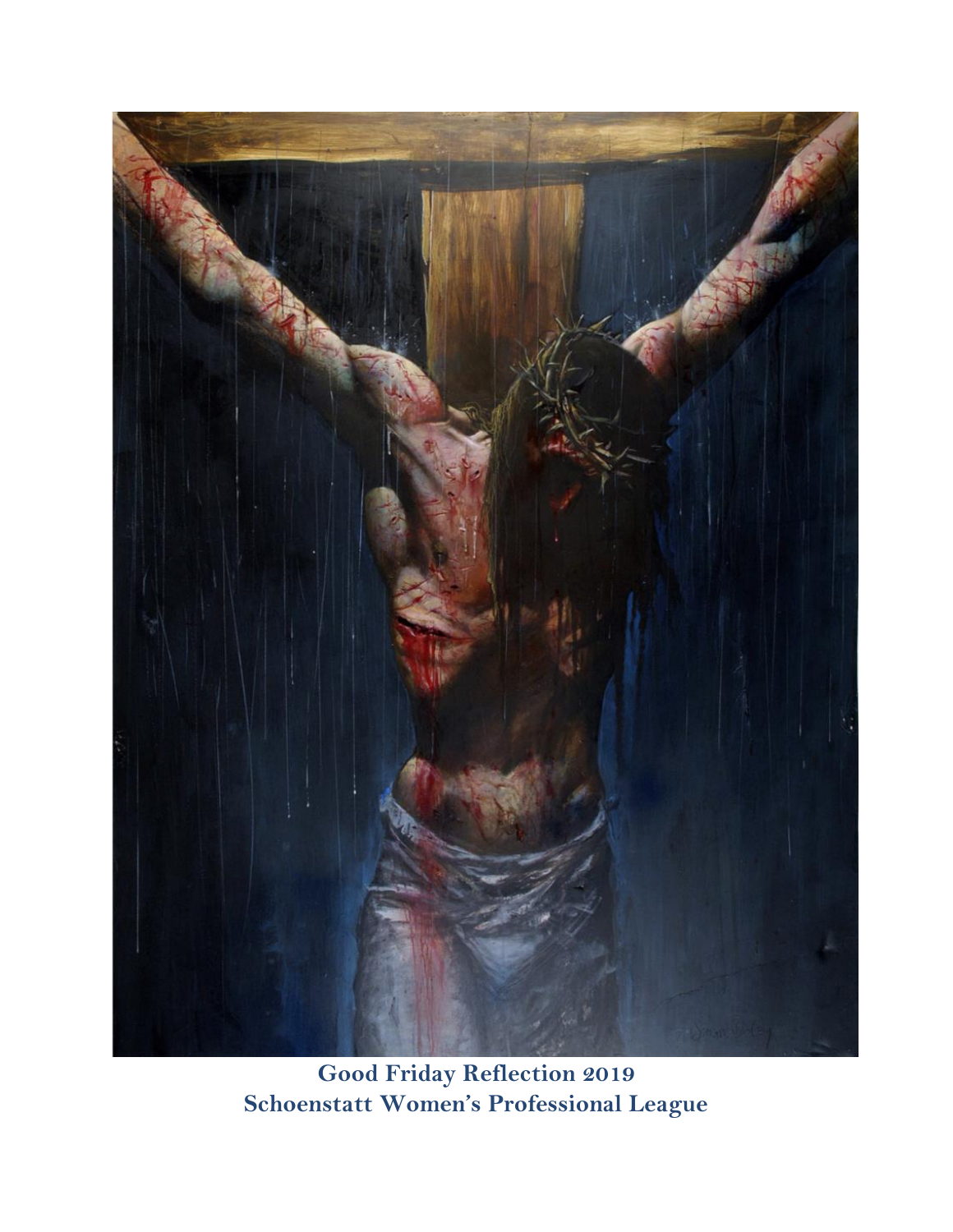**Good Friday Reflection 2019**
**Schoenstatt Women's Professional League**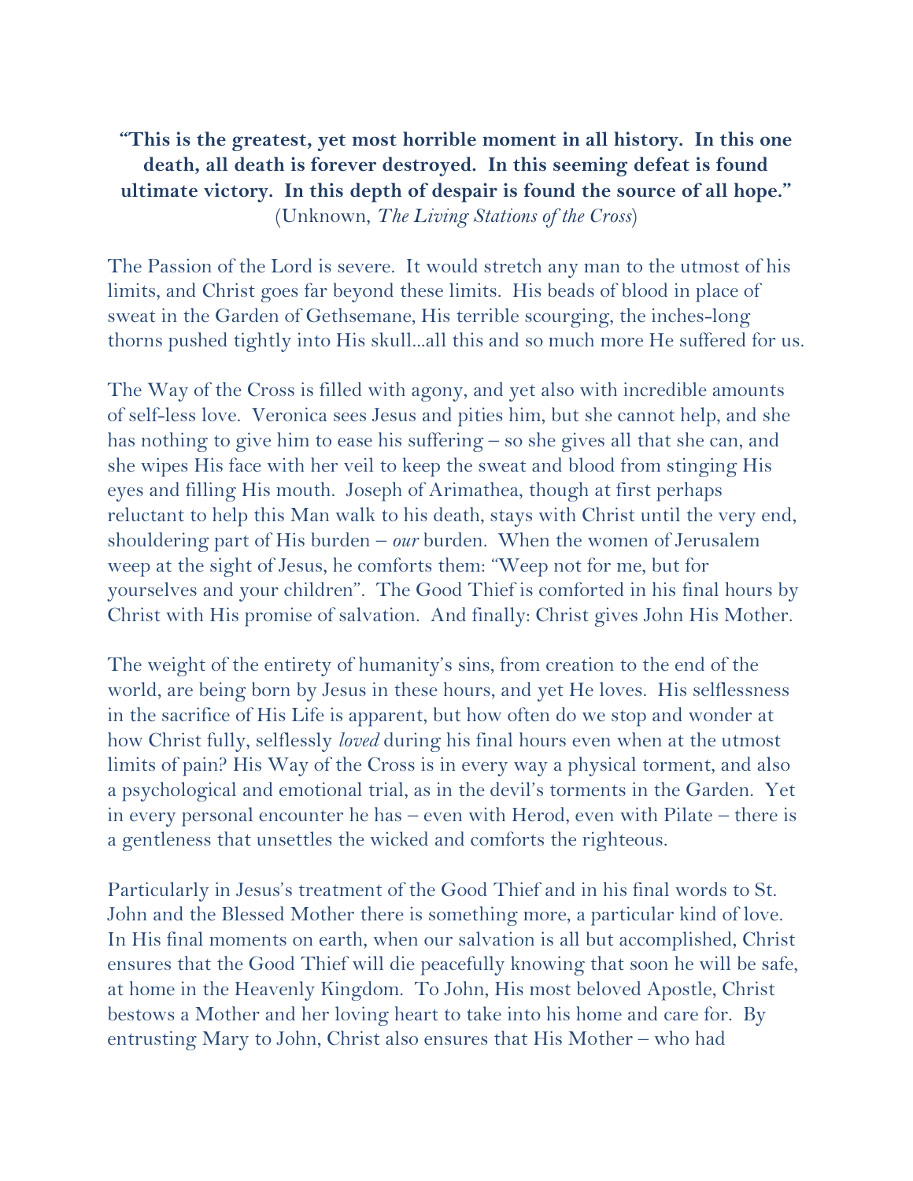**"This is the greatest, yet most horrible moment in all history. In this one death, all death is forever destroyed. In this seeming defeat is found ultimate victory. In this depth of despair is found the source of all hope."**
(Unknown, *The Living Stations of the Cross*)

The Passion of the Lord is severe. It would stretch any man to the utmost of his limits, and Christ goes far beyond these limits. His beads of blood in place of sweat in the Garden of Gethsemane, His terrible scourging, the inches-long thorns pushed tightly into His skull...all this and so much more He suffered for us.

The Way of the Cross is filled with agony, and yet also with incredible amounts of self-less love. Veronica sees Jesus and pities him, but she cannot help, and she has nothing to give him to ease his suffering – so she gives all that she can, and she wipes His face with her veil to keep the sweat and blood from stinging His eyes and filling His mouth. Joseph of Arimathea, though at first perhaps reluctant to help this Man walk to his death, stays with Christ until the very end, shouldering part of His burden – *our* burden. When the women of Jerusalem weep at the sight of Jesus, he comforts them: "Weep not for me, but for yourselves and your children". The Good Thief is comforted in his final hours by Christ with His promise of salvation. And finally: Christ gives John His Mother.

The weight of the entirety of humanity's sins, from creation to the end of the world, are being born by Jesus in these hours, and yet He loves. His selflessness in the sacrifice of His Life is apparent, but how often do we stop and wonder at how Christ fully, selflessly *loved* during his final hours even when at the utmost limits of pain? His Way of the Cross is in every way a physical torment, and also a psychological and emotional trial, as in the devil's torments in the Garden. Yet in every personal encounter he has – even with Herod, even with Pilate – there is a gentleness that unsettles the wicked and comforts the righteous.

Particularly in Jesus's treatment of the Good Thief and in his final words to St. John and the Blessed Mother there is something more, a particular kind of love. In His final moments on earth, when our salvation is all but accomplished, Christ ensures that the Good Thief will die peacefully knowing that soon he will be safe, at home in the Heavenly Kingdom. To John, His most beloved Apostle, Christ bestows a Mother and her loving heart to take into his home and care for. By entrusting Mary to John, Christ also ensures that His Mother – who had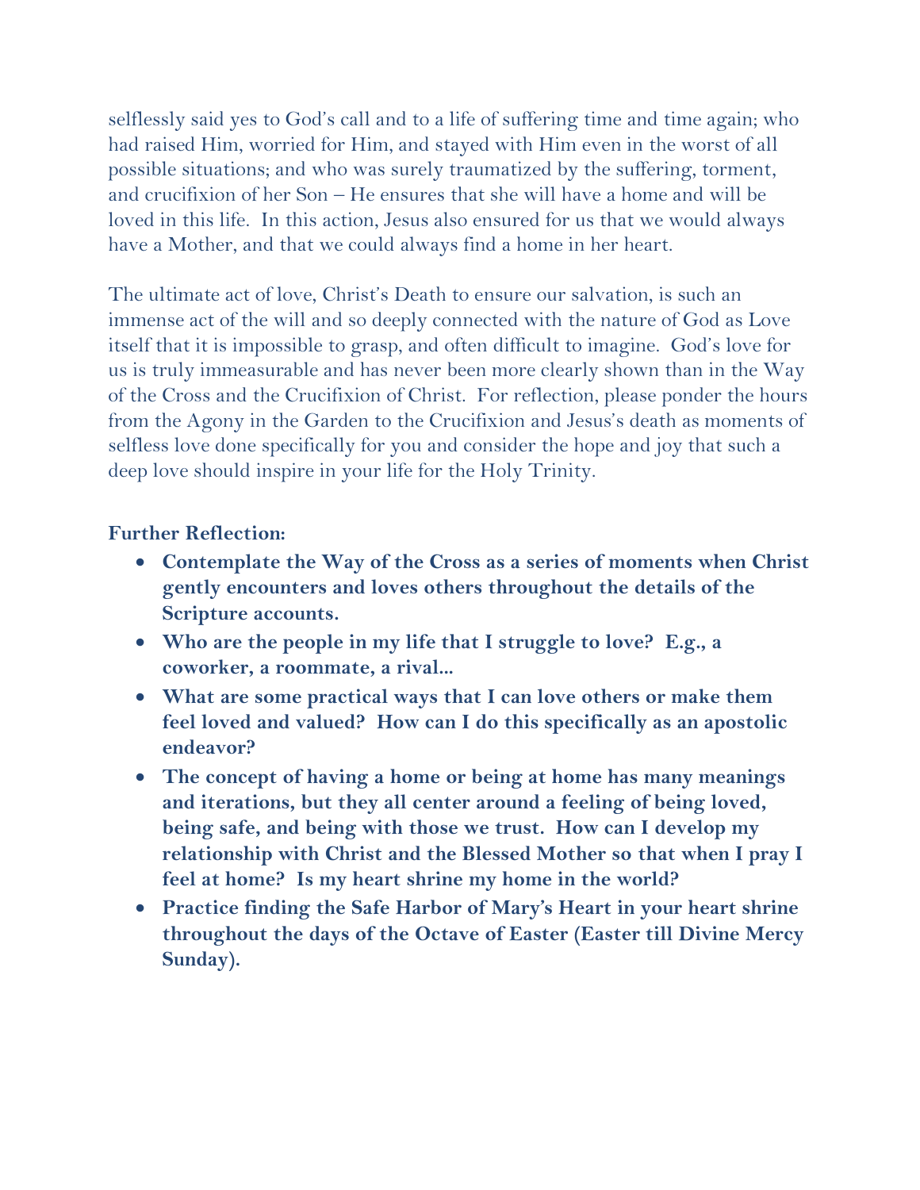selflessly said yes to God's call and to a life of suffering time and time again; who had raised Him, worried for Him, and stayed with Him even in the worst of all possible situations; and who was surely traumatized by the suffering, torment, and crucifixion of her Son – He ensures that she will have a home and will be loved in this life. In this action, Jesus also ensured for us that we would always have a Mother, and that we could always find a home in her heart.

The ultimate act of love, Christ's Death to ensure our salvation, is such an immense act of the will and so deeply connected with the nature of God as Love itself that it is impossible to grasp, and often difficult to imagine. God's love for us is truly immeasurable and has never been more clearly shown than in the Way of the Cross and the Crucifixion of Christ. For reflection, please ponder the hours from the Agony in the Garden to the Crucifixion and Jesus's death as moments of selfless love done specifically for you and consider the hope and joy that such a deep love should inspire in your life for the Holy Trinity.

**Further Reflection:**

- **Contemplate the Way of the Cross as a series of moments when Christ gently encounters and loves others throughout the details of the Scripture accounts.**
- **Who are the people in my life that I struggle to love? E.g., a coworker, a roommate, a rival...**
- **What are some practical ways that I can love others or make them feel loved and valued? How can I do this specifically as an apostolic endeavor?**
- **The concept of having a home or being at home has many meanings and iterations, but they all center around a feeling of being loved, being safe, and being with those we trust. How can I develop my relationship with Christ and the Blessed Mother so that when I pray I feel at home? Is my heart shrine my home in the world?**
- **Practice finding the Safe Harbor of Mary's Heart in your heart shrine throughout the days of the Octave of Easter (Easter till Divine Mercy Sunday).**